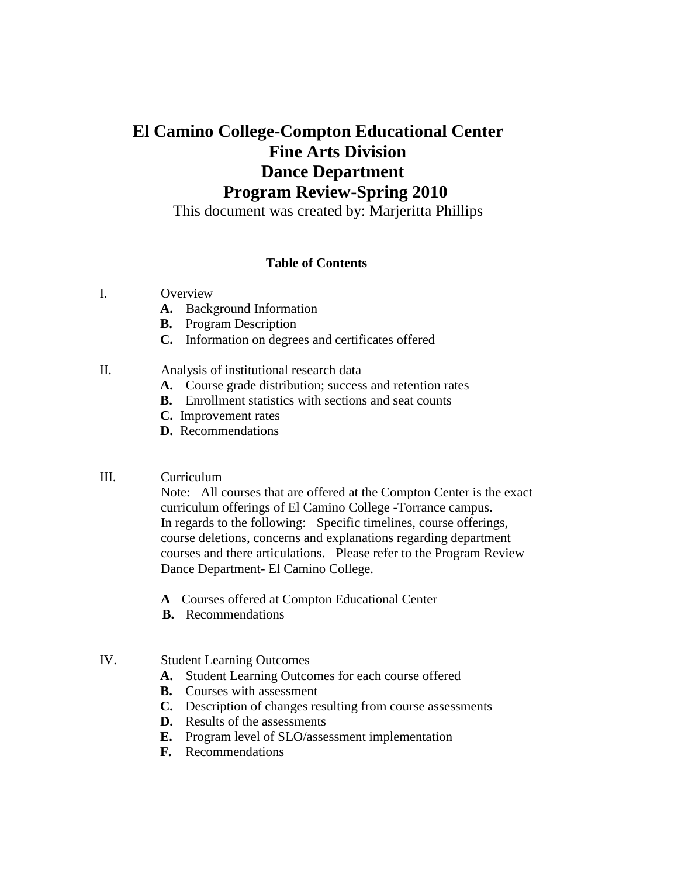# El Camino College-Compton Educational Center
# Fine Arts Division
# Dance Department
# Program Review-Spring 2010

This document was created by: Marjeritta Phillips

**Table of Contents**

I. Overview
   - **A.** Background Information
   - **B.** Program Description
   - **C.** Information on degrees and certificates offered

II. Analysis of institutional research data
   - **A.** Course grade distribution; success and retention rates
   - **B.** Enrollment statistics with sections and seat counts
   - **C.** Improvement rates
   - **D.** Recommendations

III. Curriculum

   Note: All courses that are offered at the Compton Center is the exact curriculum offerings of El Camino College -Torrance campus. In regards to the following: Specific timelines, course offerings, course deletions, concerns and explanations regarding department courses and there articulations. Please refer to the Program Review Dance Department- El Camino College.

   - **A** Courses offered at Compton Educational Center
   - **B.** Recommendations

IV. Student Learning Outcomes
   - **A.** Student Learning Outcomes for each course offered
   - **B.** Courses with assessment
   - **C.** Description of changes resulting from course assessments
   - **D.** Results of the assessments
   - **E.** Program level of SLO/assessment implementation
   - **F.** Recommendations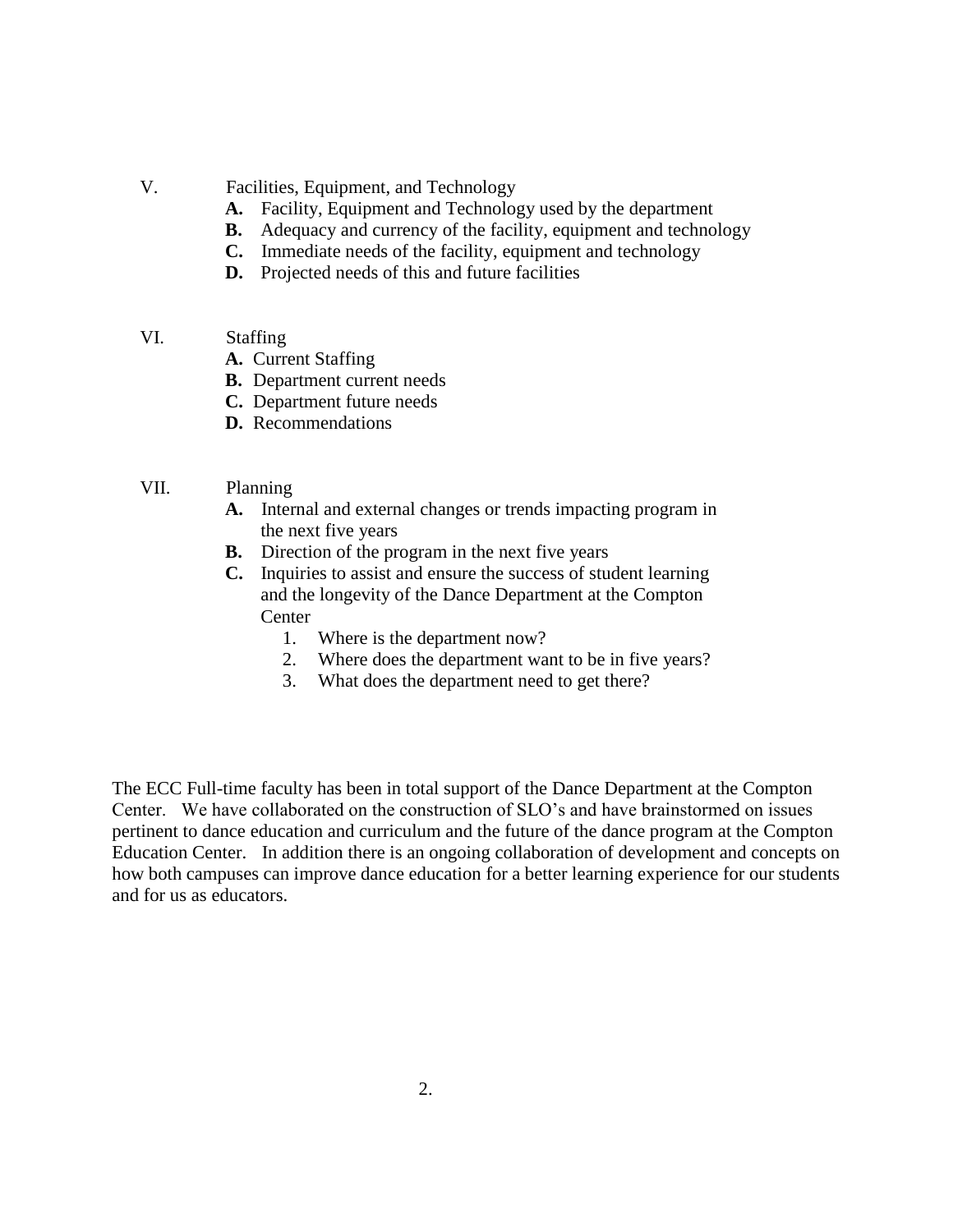V. Facilities, Equipment, and Technology

- **A.** Facility, Equipment and Technology used by the department
- **B.** Adequacy and currency of the facility, equipment and technology
- **C.** Immediate needs of the facility, equipment and technology
- **D.** Projected needs of this and future facilities

VI. Staffing

- **A.** Current Staffing
- **B.** Department current needs
- **C.** Department future needs
- **D.** Recommendations

VII. Planning

- **A.** Internal and external changes or trends impacting program in the next five years
- **B.** Direction of the program in the next five years
- **C.** Inquiries to assist and ensure the success of student learning and the longevity of the Dance Department at the Compton Center
  1. Where is the department now?
  2. Where does the department want to be in five years?
  3. What does the department need to get there?

The ECC Full-time faculty has been in total support of the Dance Department at the Compton Center. We have collaborated on the construction of SLO's and have brainstormed on issues pertinent to dance education and curriculum and the future of the dance program at the Compton Education Center. In addition there is an ongoing collaboration of development and concepts on how both campuses can improve dance education for a better learning experience for our students and for us as educators.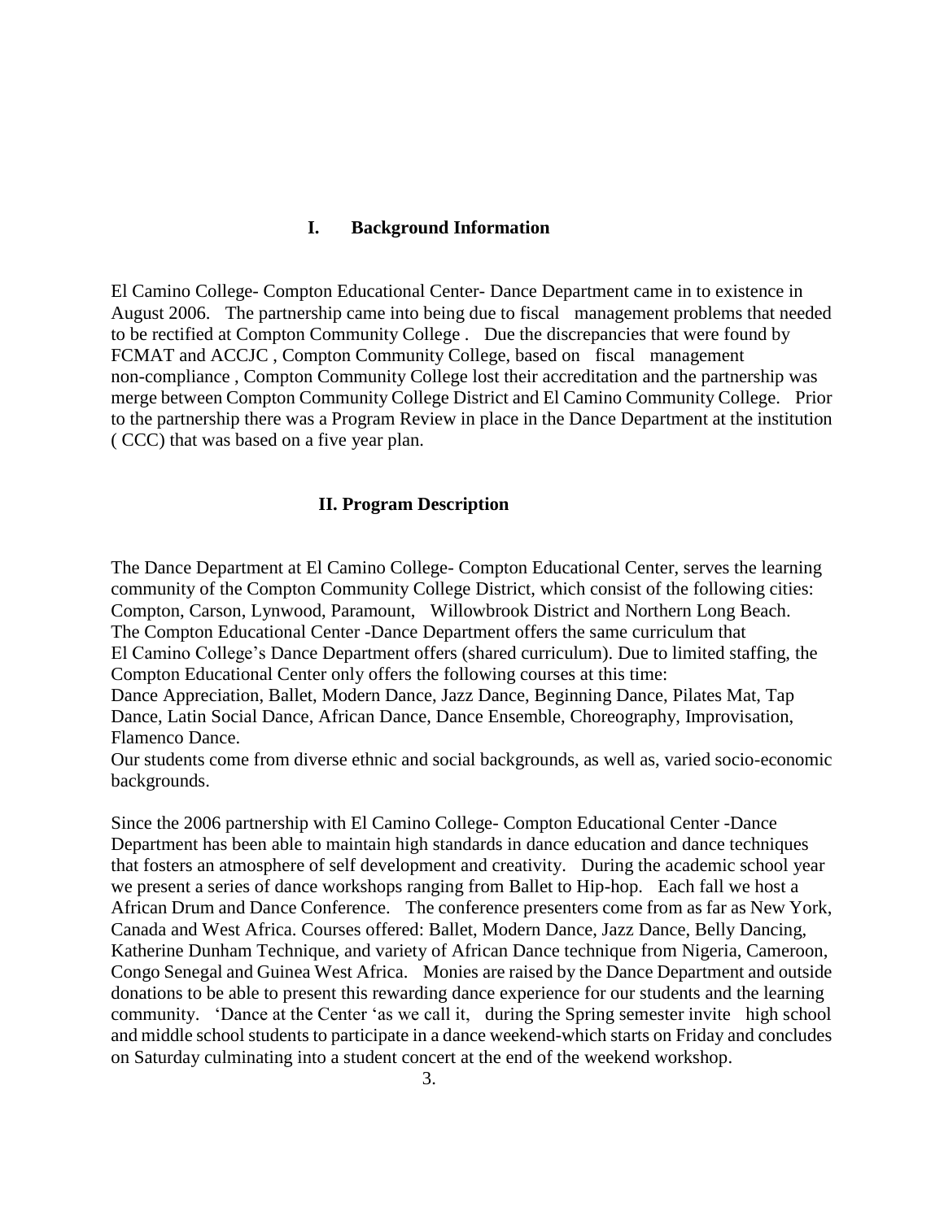## I. Background Information

El Camino College- Compton Educational Center- Dance Department came in to existence in August 2006. The partnership came into being due to fiscal management problems that needed to be rectified at Compton Community College . Due the discrepancies that were found by FCMAT and ACCJC , Compton Community College, based on fiscal management non-compliance , Compton Community College lost their accreditation and the partnership was merge between Compton Community College District and El Camino Community College. Prior to the partnership there was a Program Review in place in the Dance Department at the institution ( CCC) that was based on a five year plan.

## II. Program Description

The Dance Department at El Camino College- Compton Educational Center, serves the learning community of the Compton Community College District, which consist of the following cities: Compton, Carson, Lynwood, Paramount, Willowbrook District and Northern Long Beach. The Compton Educational Center -Dance Department offers the same curriculum that El Camino College's Dance Department offers (shared curriculum). Due to limited staffing, the Compton Educational Center only offers the following courses at this time: Dance Appreciation, Ballet, Modern Dance, Jazz Dance, Beginning Dance, Pilates Mat, Tap Dance, Latin Social Dance, African Dance, Dance Ensemble, Choreography, Improvisation, Flamenco Dance.
Our students come from diverse ethnic and social backgrounds, as well as, varied socio-economic backgrounds.

Since the 2006 partnership with El Camino College- Compton Educational Center -Dance Department has been able to maintain high standards in dance education and dance techniques that fosters an atmosphere of self development and creativity. During the academic school year we present a series of dance workshops ranging from Ballet to Hip-hop. Each fall we host a African Drum and Dance Conference. The conference presenters come from as far as New York, Canada and West Africa. Courses offered: Ballet, Modern Dance, Jazz Dance, Belly Dancing, Katherine Dunham Technique, and variety of African Dance technique from Nigeria, Cameroon, Congo Senegal and Guinea West Africa. Monies are raised by the Dance Department and outside donations to be able to present this rewarding dance experience for our students and the learning community. 'Dance at the Center 'as we call it, during the Spring semester invite high school and middle school students to participate in a dance weekend-which starts on Friday and concludes on Saturday culminating into a student concert at the end of the weekend workshop.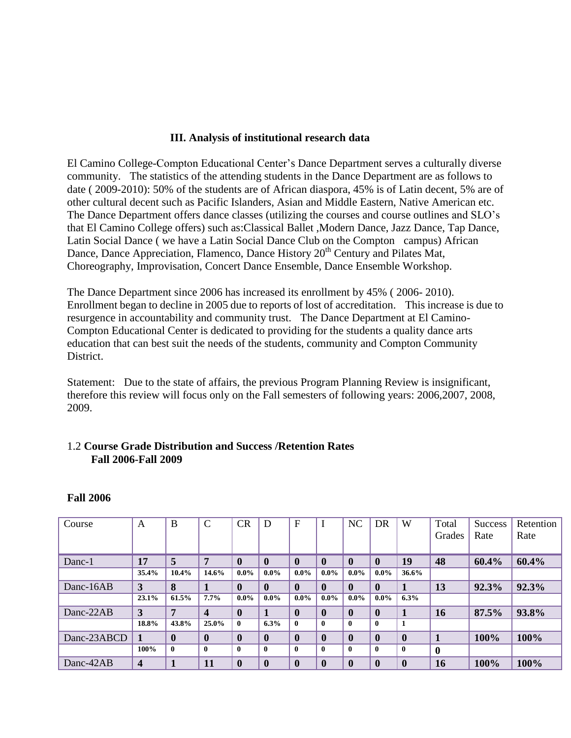### III. Analysis of institutional research data

El Camino College-Compton Educational Center's Dance Department serves a culturally diverse community. The statistics of the attending students in the Dance Department are as follows to date ( 2009-2010): 50% of the students are of African diaspora, 45% is of Latin decent, 5% are of other cultural decent such as Pacific Islanders, Asian and Middle Eastern, Native American etc. The Dance Department offers dance classes (utilizing the courses and course outlines and SLO's that El Camino College offers) such as:Classical Ballet ,Modern Dance, Jazz Dance, Tap Dance, Latin Social Dance ( we have a Latin Social Dance Club on the Compton campus) African Dance, Dance Appreciation, Flamenco, Dance History 20th Century and Pilates Mat, Choreography, Improvisation, Concert Dance Ensemble, Dance Ensemble Workshop.

The Dance Department since 2006 has increased its enrollment by 45% ( 2006- 2010). Enrollment began to decline in 2005 due to reports of lost of accreditation. This increase is due to resurgence in accountability and community trust. The Dance Department at El Camino-Compton Educational Center is dedicated to providing for the students a quality dance arts education that can best suit the needs of the students, community and Compton Community District.

Statement: Due to the state of affairs, the previous Program Planning Review is insignificant, therefore this review will focus only on the Fall semesters of following years: 2006,2007, 2008, 2009.

1.2 **Course Grade Distribution and Success /Retention Rates Fall 2006-Fall 2009**

**Fall 2006**

| Course | A | B | C | CR | D | F | I | NC | DR | W | Total Grades | Success Rate | Retention Rate |
|---|---|---|---|---|---|---|---|---|---|---|---|---|---|
| Danc-1 | **17** | **5** | **7** | **0** | **0** | **0** | **0** | **0** | **0** | **19** | **48** | **60.4%** | **60.4%** |
| | 35.4% | 10.4% | 14.6% | 0.0% | 0.0% | 0.0% | 0.0% | 0.0% | 0.0% | 36.6% | | | |
| Danc-16AB | **3** | **8** | **1** | **0** | **0** | **0** | **0** | **0** | **0** | **1** | **13** | **92.3%** | **92.3%** |
| | 23.1% | 61.5% | 7.7% | 0.0% | 0.0% | 0.0% | 0.0% | 0.0% | 0.0% | 6.3% | | | |
| Danc-22AB | **3** | **7** | **4** | **0** | **1** | **0** | **0** | **0** | **0** | **1** | **16** | **87.5%** | **93.8%** |
| | 18.8% | 43.8% | 25.0% | 0 | 6.3% | 0 | 0 | 0 | 0 | 1 | | | |
| Danc-23ABCD | **1** | **0** | **0** | **0** | **0** | **0** | **0** | **0** | **0** | **0** | **1** | **100%** | **100%** |
| | 100% | 0 | 0 | 0 | 0 | 0 | 0 | 0 | 0 | 0 | **0** | | |
| Danc-42AB | **4** | **1** | **11** | **0** | **0** | **0** | **0** | **0** | **0** | **0** | **16** | **100%** | **100%** |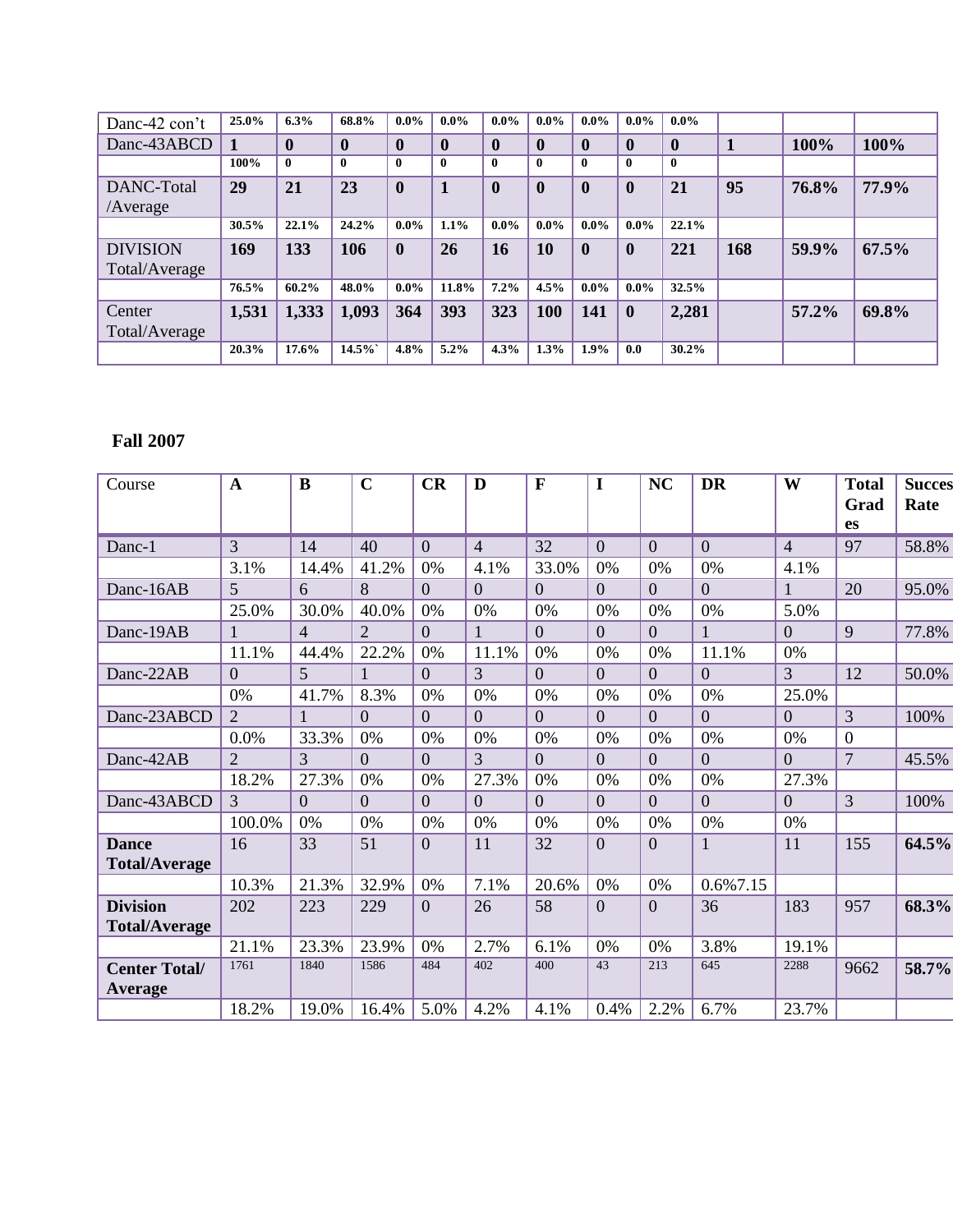| Danc-42 con't | 25.0% | 6.3% | 68.8% | 0.0% | 0.0% | 0.0% | 0.0% | 0.0% | 0.0% | 0.0% | | | |
|---|---|---|---|---|---|---|---|---|---|---|---|---|---|
| Danc-43ABCD | **1** | **0** | **0** | **0** | **0** | **0** | **0** | **0** | **0** | **0** | **1** | **100%** | **100%** |
| | **100%** | **0** | **0** | **0** | **0** | **0** | **0** | **0** | **0** | **0** | | | |
| DANC-Total /Average | **29** | **21** | **23** | **0** | **1** | **0** | **0** | **0** | **0** | **21** | **95** | **76.8%** | **77.9%** |
| | **30.5%** | **22.1%** | **24.2%** | **0.0%** | **1.1%** | **0.0%** | **0.0%** | **0.0%** | **0.0%** | **22.1%** | | | |
| DIVISION Total/Average | **169** | **133** | **106** | **0** | **26** | **16** | **10** | **0** | **0** | **221** | **168** | **59.9%** | **67.5%** |
| | **76.5%** | **60.2%** | **48.0%** | **0.0%** | **11.8%** | **7.2%** | **4.5%** | **0.0%** | **0.0%** | **32.5%** | | | |
| Center Total/Average | **1,531** | **1,333** | **1,093** | **364** | **393** | **323** | **100** | **141** | **0** | **2,281** | | **57.2%** | **69.8%** |
| | **20.3%** | **17.6%** | **14.5%`** | **4.8%** | **5.2%** | **4.3%** | **1.3%** | **1.9%** | **0.0** | **30.2%** | | | |

**Fall 2007**

| Course | **A** | **B** | **C** | **CR** | **D** | **F** | **I** | **NC** | **DR** | **W** | **Total Grades** | **Success Rate** |
|---|---|---|---|---|---|---|---|---|---|---|---|---|
| Danc-1 | 3 | 14 | 40 | 0 | 4 | 32 | 0 | 0 | 0 | 4 | 97 | 58.8% |
| | 3.1% | 14.4% | 41.2% | 0% | 4.1% | 33.0% | 0% | 0% | 0% | 4.1% | | |
| Danc-16AB | 5 | 6 | 8 | 0 | 0 | 0 | 0 | 0 | 0 | 1 | 20 | 95.0% |
| | 25.0% | 30.0% | 40.0% | 0% | 0% | 0% | 0% | 0% | 0% | 5.0% | | |
| Danc-19AB | 1 | 4 | 2 | 0 | 1 | 0 | 0 | 0 | 1 | 0 | 9 | 77.8% |
| | 11.1% | 44.4% | 22.2% | 0% | 11.1% | 0% | 0% | 0% | 11.1% | 0% | | |
| Danc-22AB | 0 | 5 | 1 | 0 | 3 | 0 | 0 | 0 | 0 | 3 | 12 | 50.0% |
| | 0% | 41.7% | 8.3% | 0% | 0% | 0% | 0% | 0% | 0% | 25.0% | | |
| Danc-23ABCD | 2 | 1 | 0 | 0 | 0 | 0 | 0 | 0 | 0 | 0 | 3 | 100% |
| | 0.0% | 33.3% | 0% | 0% | 0% | 0% | 0% | 0% | 0% | 0% | 0 | |
| Danc-42AB | 2 | 3 | 0 | 0 | 3 | 0 | 0 | 0 | 0 | 0 | 7 | 45.5% |
| | 18.2% | 27.3% | 0% | 0% | 27.3% | 0% | 0% | 0% | 0% | 27.3% | | |
| Danc-43ABCD | 3 | 0 | 0 | 0 | 0 | 0 | 0 | 0 | 0 | 0 | 3 | 100% |
| | 100.0% | 0% | 0% | 0% | 0% | 0% | 0% | 0% | 0% | 0% | | |
| **Dance Total/Average** | 16 | 33 | 51 | 0 | 11 | 32 | 0 | 0 | 1 | 11 | 155 | **64.5%** |
| | 10.3% | 21.3% | 32.9% | 0% | 7.1% | 20.6% | 0% | 0% | 0.6%7.15 | | | |
| **Division Total/Average** | 202 | 223 | 229 | 0 | 26 | 58 | 0 | 0 | 36 | 183 | 957 | **68.3%** |
| | 21.1% | 23.3% | 23.9% | 0% | 2.7% | 6.1% | 0% | 0% | 3.8% | 19.1% | | |
| **Center Total/ Average** | 1761 | 1840 | 1586 | 484 | 402 | 400 | 43 | 213 | 645 | 2288 | 9662 | **58.7%** |
| | 18.2% | 19.0% | 16.4% | 5.0% | 4.2% | 4.1% | 0.4% | 2.2% | 6.7% | 23.7% | | |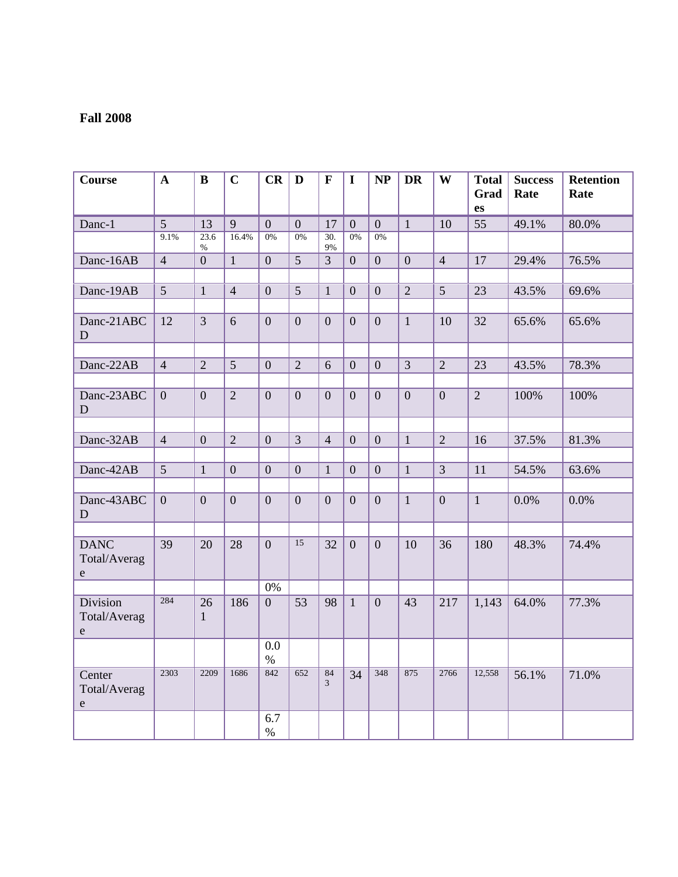**Fall 2008**

| Course | A | B | C | CR | D | F | I | NP | DR | W | Total Grades | Success Rate | Retention Rate |
|---|---|---|---|---|---|---|---|---|---|---|---|---|---|
| Danc-1 | 5 | 13 | 9 | 0 | 0 | 17 | 0 | 0 | 1 | 10 | 55 | 49.1% | 80.0% |
| | 9.1% | 23.6% | 16.4% | 0% | 0% | 30.9% | 0% | 0% | | | | | |
| Danc-16AB | 4 | 0 | 1 | 0 | 5 | 3 | 0 | 0 | 0 | 4 | 17 | 29.4% | 76.5% |
| | | | | | | | | | | | | | |
| Danc-19AB | 5 | 1 | 4 | 0 | 5 | 1 | 0 | 0 | 2 | 5 | 23 | 43.5% | 69.6% |
| | | | | | | | | | | | | | |
| Danc-21ABCD | 12 | 3 | 6 | 0 | 0 | 0 | 0 | 0 | 1 | 10 | 32 | 65.6% | 65.6% |
| | | | | | | | | | | | | | |
| Danc-22AB | 4 | 2 | 5 | 0 | 2 | 6 | 0 | 0 | 3 | 2 | 23 | 43.5% | 78.3% |
| | | | | | | | | | | | | | |
| Danc-23ABCD | 0 | 0 | 2 | 0 | 0 | 0 | 0 | 0 | 0 | 0 | 2 | 100% | 100% |
| | | | | | | | | | | | | | |
| Danc-32AB | 4 | 0 | 2 | 0 | 3 | 4 | 0 | 0 | 1 | 2 | 16 | 37.5% | 81.3% |
| | | | | | | | | | | | | | |
| Danc-42AB | 5 | 1 | 0 | 0 | 0 | 1 | 0 | 0 | 1 | 3 | 11 | 54.5% | 63.6% |
| | | | | | | | | | | | | | |
| Danc-43ABCD | 0 | 0 | 0 | 0 | 0 | 0 | 0 | 0 | 1 | 0 | 1 | 0.0% | 0.0% |
| | | | | | | | | | | | | | |
| DANC Total/Average | 39 | 20 | 28 | 0 | 15 | 32 | 0 | 0 | 10 | 36 | 180 | 48.3% | 74.4% |
| | | | | 0% | | | | | | | | | |
| Division Total/Average | 284 | 261 | 186 | 0 | 53 | 98 | 1 | 0 | 43 | 217 | 1,143 | 64.0% | 77.3% |
| | | | | 0.0% | | | | | | | | | |
| Center Total/Average | 2303 | 2209 | 1686 | 842 | 652 | 843 | 34 | 348 | 875 | 2766 | 12,558 | 56.1% | 71.0% |
| | | | | 6.7% | | | | | | | | | |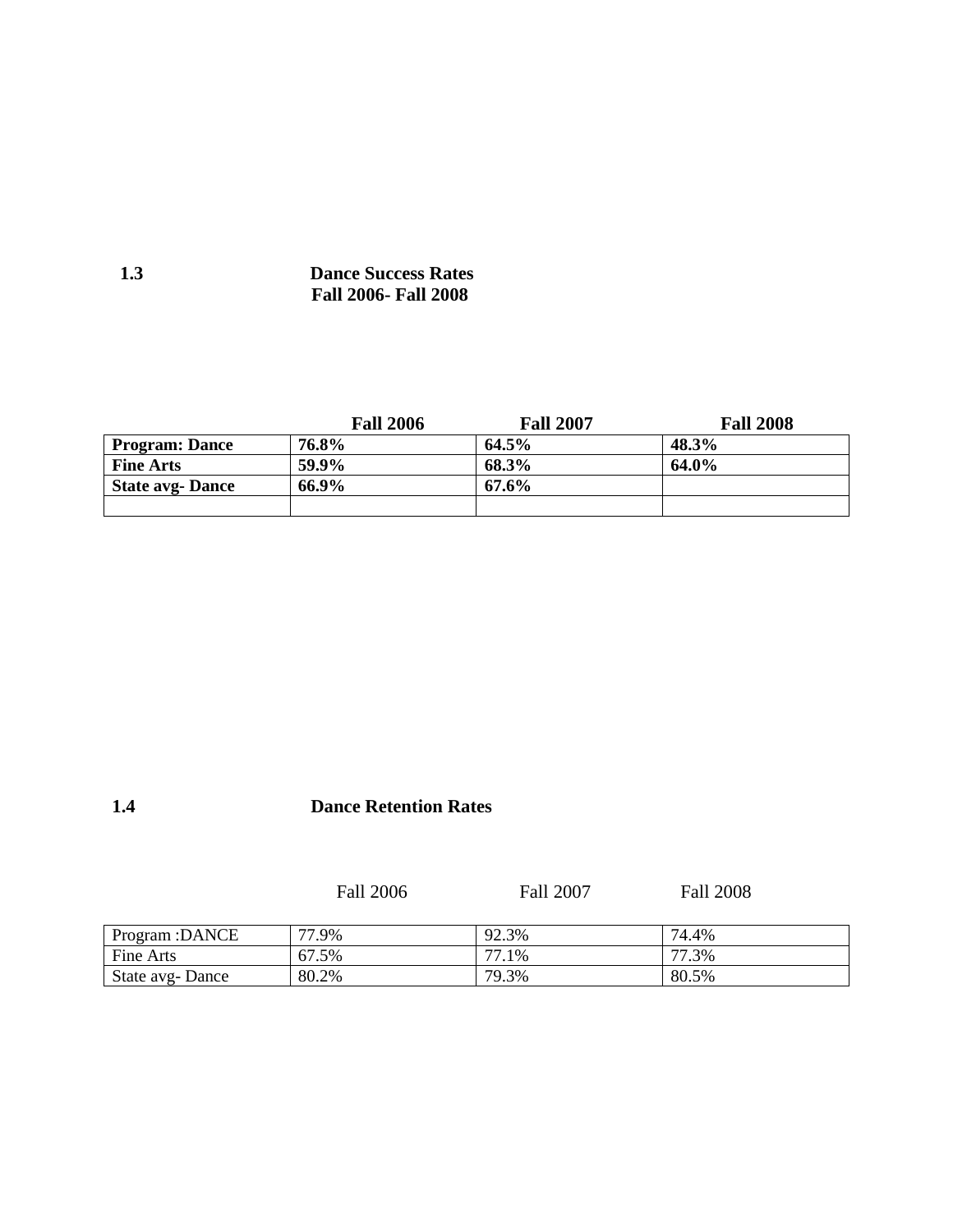## 1.3 Dance Success Rates
### Fall 2006- Fall 2008

| | **Fall 2006** | **Fall 2007** | **Fall 2008** |
|---|---|---|---|
| **Program: Dance** | **76.8%** | **64.5%** | **48.3%** |
| **Fine Arts** | **59.9%** | **68.3%** | **64.0%** |
| **State avg- Dance** | **66.9%** | **67.6%** | |
| | | | |

## 1.4 Dance Retention Rates

| | Fall 2006 | Fall 2007 | Fall 2008 |
|---|---|---|---|
| Program :DANCE | 77.9% | 92.3% | 74.4% |
| Fine Arts | 67.5% | 77.1% | 77.3% |
| State avg- Dance | 80.2% | 79.3% | 80.5% |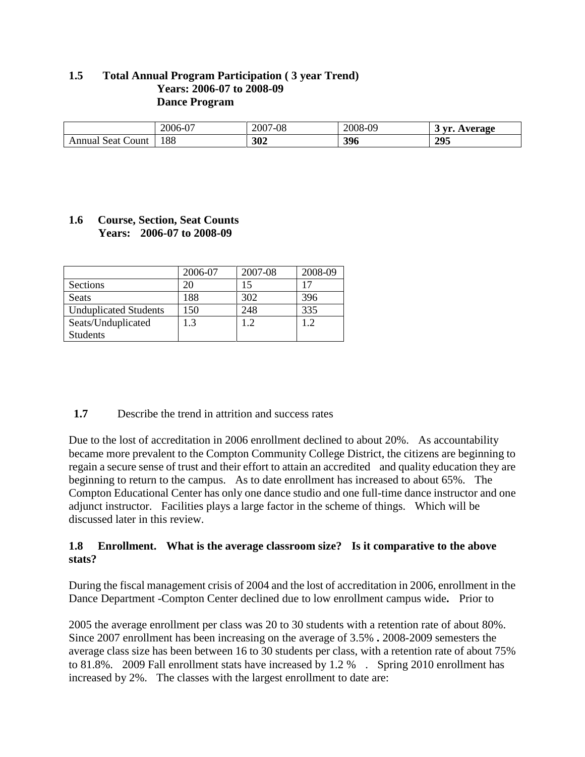**1.5 Total Annual Program Participation ( 3 year Trend)**
**Years: 2006-07 to 2008-09**
**Dance Program**

| | 2006-07 | 2007-08 | 2008-09 | **3 yr. Average** |
|---|---|---|---|---|
| Annual Seat Count | 188 | **302** | **396** | **295** |

**1.6 Course, Section, Seat Counts**
**Years: 2006-07 to 2008-09**

| | 2006-07 | 2007-08 | 2008-09 |
|---|---|---|---|
| Sections | 20 | 15 | 17 |
| Seats | 188 | 302 | 396 |
| Unduplicated Students | 150 | 248 | 335 |
| Seats/Unduplicated Students | 1.3 | 1.2 | 1.2 |

**1.7** Describe the trend in attrition and success rates

Due to the lost of accreditation in 2006 enrollment declined to about 20%. As accountability became more prevalent to the Compton Community College District, the citizens are beginning to regain a secure sense of trust and their effort to attain an accredited and quality education they are beginning to return to the campus. As to date enrollment has increased to about 65%. The Compton Educational Center has only one dance studio and one full-time dance instructor and one adjunct instructor. Facilities plays a large factor in the scheme of things. Which will be discussed later in this review.

**1.8 Enrollment. What is the average classroom size? Is it comparative to the above stats?**

During the fiscal management crisis of 2004 and the lost of accreditation in 2006, enrollment in the Dance Department -Compton Center declined due to low enrollment campus wide**.** Prior to

2005 the average enrollment per class was 20 to 30 students with a retention rate of about 80%. Since 2007 enrollment has been increasing on the average of 3.5% **.** 2008-2009 semesters the average class size has been between 16 to 30 students per class, with a retention rate of about 75% to 81.8%. 2009 Fall enrollment stats have increased by 1.2 % . Spring 2010 enrollment has increased by 2%. The classes with the largest enrollment to date are: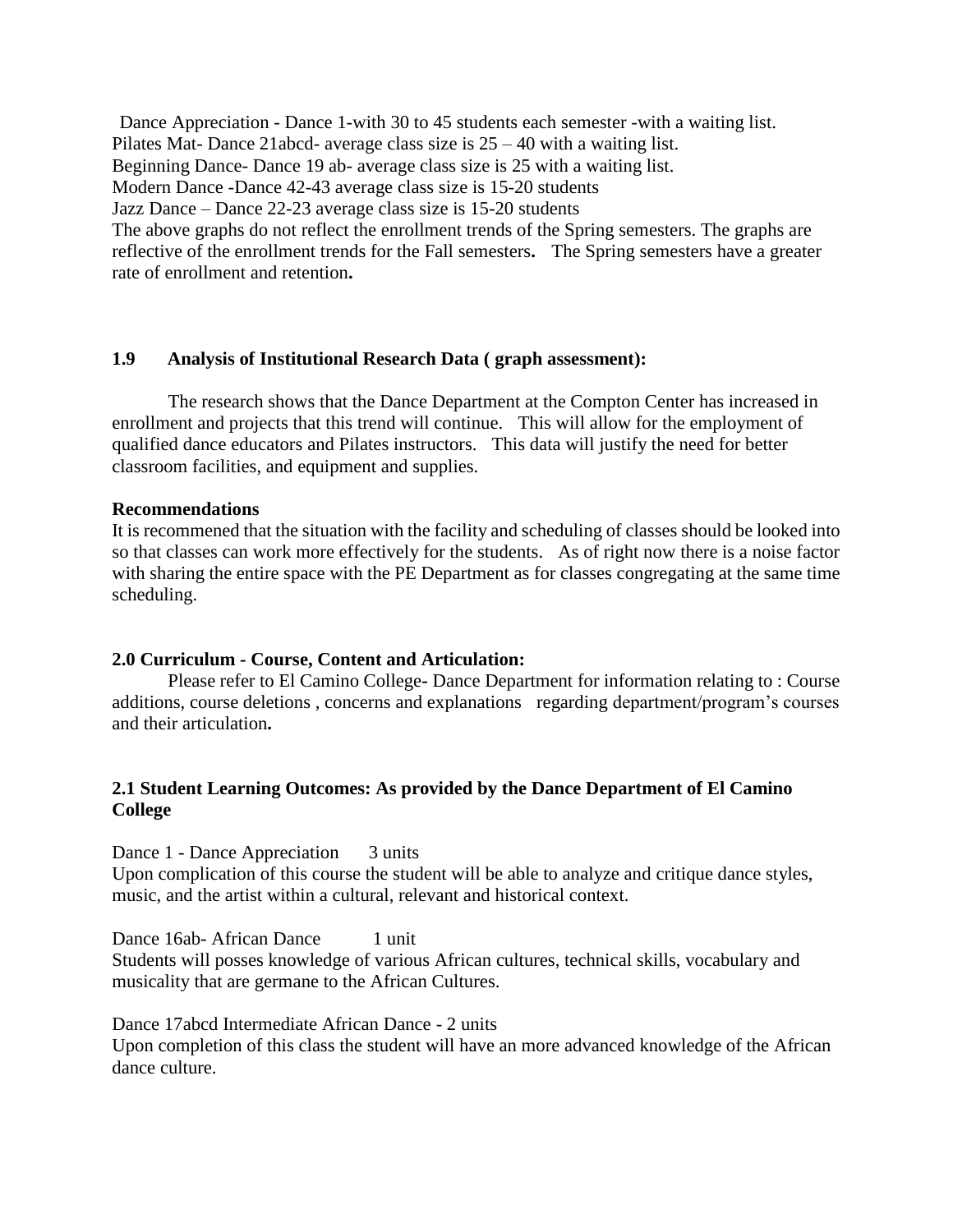Dance Appreciation - Dance 1-with 30 to 45 students each semester -with a waiting list.
Pilates Mat- Dance 21abcd- average class size is 25 – 40 with a waiting list.
Beginning Dance- Dance 19 ab- average class size is 25 with a waiting list.
Modern Dance -Dance 42-43 average class size is 15-20 students
Jazz Dance – Dance 22-23 average class size is 15-20 students
The above graphs do not reflect the enrollment trends of the Spring semesters. The graphs are reflective of the enrollment trends for the Fall semesters**.** The Spring semesters have a greater rate of enrollment and retention**.**

### 1.9 Analysis of Institutional Research Data ( graph assessment):

The research shows that the Dance Department at the Compton Center has increased in enrollment and projects that this trend will continue. This will allow for the employment of qualified dance educators and Pilates instructors. This data will justify the need for better classroom facilities, and equipment and supplies.

**Recommendations**

It is recommened that the situation with the facility and scheduling of classes should be looked into so that classes can work more effectively for the students. As of right now there is a noise factor with sharing the entire space with the PE Department as for classes congregating at the same time scheduling.

### 2.0 Curriculum - Course, Content and Articulation:

Please refer to El Camino College- Dance Department for information relating to : Course additions, course deletions , concerns and explanations regarding department/program's courses and their articulation**.**

### 2.1 Student Learning Outcomes: As provided by the Dance Department of El Camino College

Dance 1 - Dance Appreciation 3 units
Upon complication of this course the student will be able to analyze and critique dance styles, music, and the artist within a cultural, relevant and historical context.

Dance 16ab- African Dance 1 unit
Students will posses knowledge of various African cultures, technical skills, vocabulary and musicality that are germane to the African Cultures.

Dance 17abcd Intermediate African Dance - 2 units
Upon completion of this class the student will have an more advanced knowledge of the African dance culture.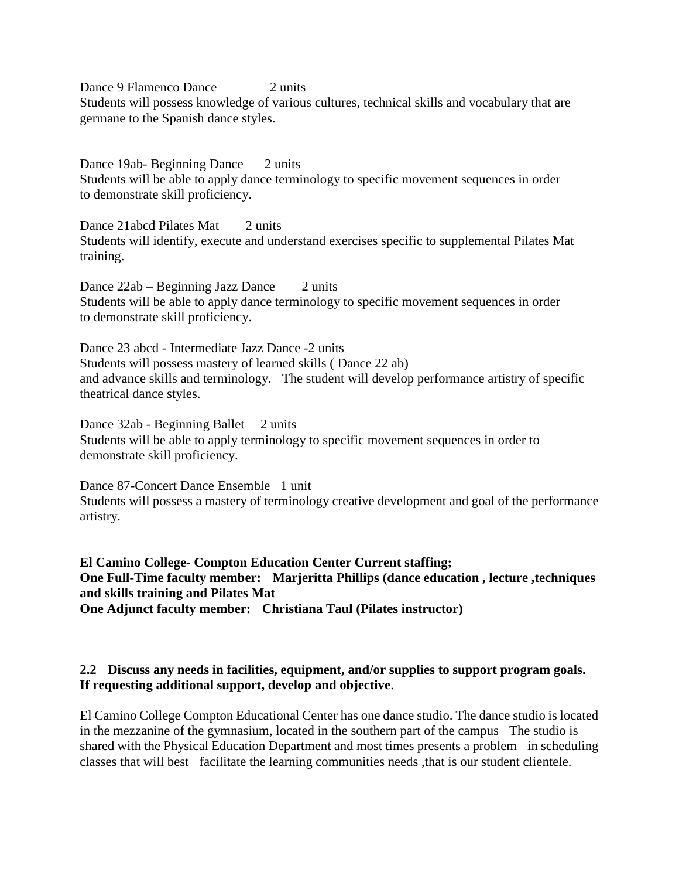Dance 9 Flamenco Dance 2 units
Students will possess knowledge of various cultures, technical skills and vocabulary that are germane to the Spanish dance styles.

Dance 19ab- Beginning Dance 2 units
Students will be able to apply dance terminology to specific movement sequences in order to demonstrate skill proficiency.

Dance 21abcd Pilates Mat 2 units
Students will identify, execute and understand exercises specific to supplemental Pilates Mat training.

Dance 22ab – Beginning Jazz Dance 2 units
Students will be able to apply dance terminology to specific movement sequences in order to demonstrate skill proficiency.

Dance 23 abcd - Intermediate Jazz Dance -2 units
Students will possess mastery of learned skills ( Dance 22 ab) and advance skills and terminology. The student will develop performance artistry of specific theatrical dance styles.

Dance 32ab - Beginning Ballet 2 units
Students will be able to apply terminology to specific movement sequences in order to demonstrate skill proficiency.

Dance 87-Concert Dance Ensemble 1 unit
Students will possess a mastery of terminology creative development and goal of the performance artistry.

**El Camino College- Compton Education Center Current staffing;**
**One Full-Time faculty member: Marjeritta Phillips (dance education , lecture ,techniques and skills training and Pilates Mat**
**One Adjunct faculty member: Christiana Taul (Pilates instructor)**

**2.2 Discuss any needs in facilities, equipment, and/or supplies to support program goals. If requesting additional support, develop and objective**.

El Camino College Compton Educational Center has one dance studio. The dance studio is located in the mezzanine of the gymnasium, located in the southern part of the campus The studio is shared with the Physical Education Department and most times presents a problem in scheduling classes that will best facilitate the learning communities needs ,that is our student clientele.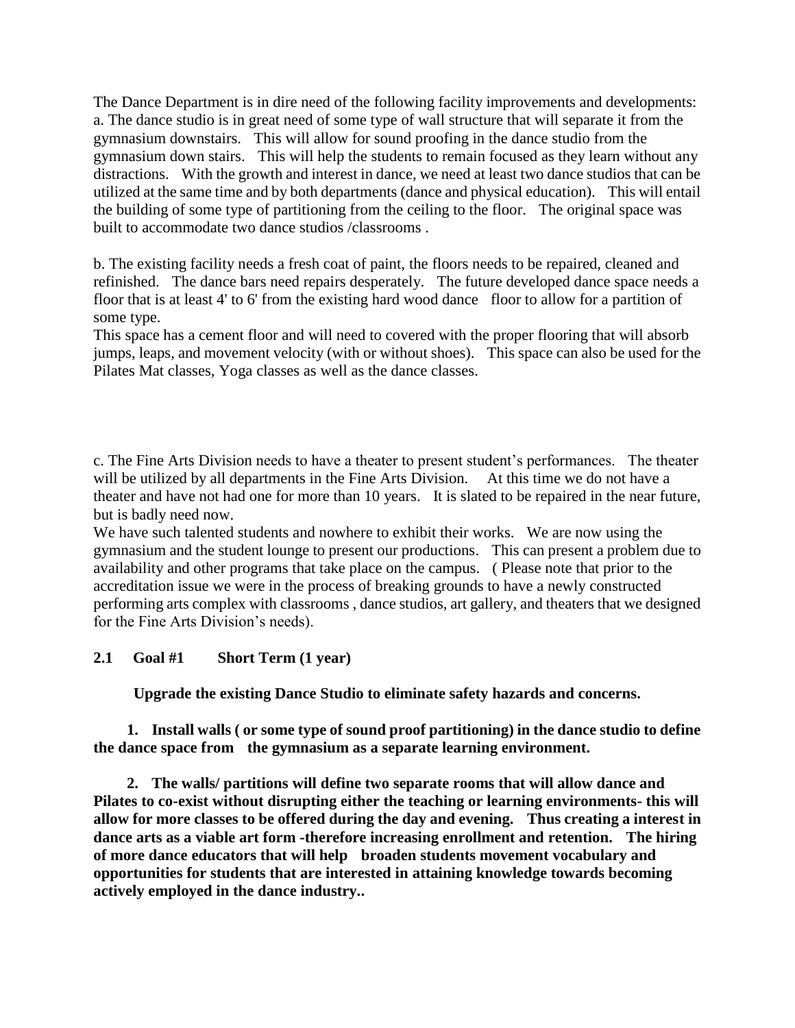The Dance Department is in dire need of the following facility improvements and developments:
a. The dance studio is in great need of some type of wall structure that will separate it from the gymnasium downstairs. This will allow for sound proofing in the dance studio from the gymnasium down stairs. This will help the students to remain focused as they learn without any distractions. With the growth and interest in dance, we need at least two dance studios that can be utilized at the same time and by both departments (dance and physical education). This will entail the building of some type of partitioning from the ceiling to the floor. The original space was built to accommodate two dance studios /classrooms .

b. The existing facility needs a fresh coat of paint, the floors needs to be repaired, cleaned and refinished. The dance bars need repairs desperately. The future developed dance space needs a floor that is at least 4' to 6' from the existing hard wood dance floor to allow for a partition of some type.
This space has a cement floor and will need to covered with the proper flooring that will absorb jumps, leaps, and movement velocity (with or without shoes). This space can also be used for the Pilates Mat classes, Yoga classes as well as the dance classes.

c. The Fine Arts Division needs to have a theater to present student's performances. The theater will be utilized by all departments in the Fine Arts Division. At this time we do not have a theater and have not had one for more than 10 years. It is slated to be repaired in the near future, but is badly need now.
We have such talented students and nowhere to exhibit their works. We are now using the gymnasium and the student lounge to present our productions. This can present a problem due to availability and other programs that take place on the campus. ( Please note that prior to the accreditation issue we were in the process of breaking grounds to have a newly constructed performing arts complex with classrooms , dance studios, art gallery, and theaters that we designed for the Fine Arts Division's needs).

**2.1 Goal #1 Short Term (1 year)**

**Upgrade the existing Dance Studio to eliminate safety hazards and concerns.**

**1. Install walls ( or some type of sound proof partitioning) in the dance studio to define the dance space from the gymnasium as a separate learning environment.**

**2. The walls/ partitions will define two separate rooms that will allow dance and Pilates to co-exist without disrupting either the teaching or learning environments- this will allow for more classes to be offered during the day and evening. Thus creating a interest in dance arts as a viable art form -therefore increasing enrollment and retention. The hiring of more dance educators that will help broaden students movement vocabulary and opportunities for students that are interested in attaining knowledge towards becoming actively employed in the dance industry..**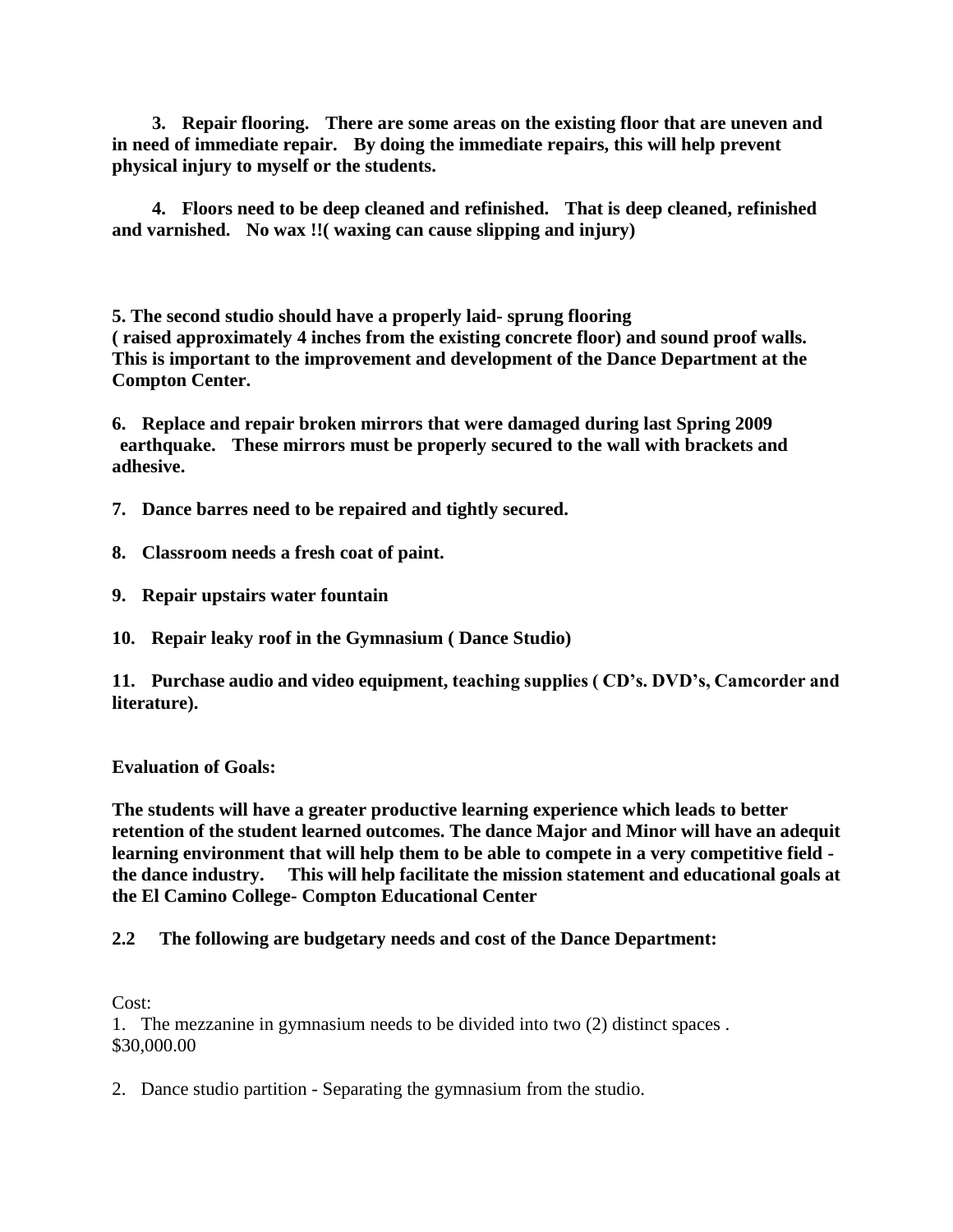**3. Repair flooring. There are some areas on the existing floor that are uneven and in need of immediate repair. By doing the immediate repairs, this will help prevent physical injury to myself or the students.**

**4. Floors need to be deep cleaned and refinished. That is deep cleaned, refinished and varnished. No wax !!( waxing can cause slipping and injury)**

**5. The second studio should have a properly laid- sprung flooring ( raised approximately 4 inches from the existing concrete floor) and sound proof walls. This is important to the improvement and development of the Dance Department at the Compton Center.**

**6. Replace and repair broken mirrors that were damaged during last Spring 2009 earthquake. These mirrors must be properly secured to the wall with brackets and adhesive.**

**7. Dance barres need to be repaired and tightly secured.**

**8. Classroom needs a fresh coat of paint.**

**9. Repair upstairs water fountain**

**10. Repair leaky roof in the Gymnasium ( Dance Studio)**

**11. Purchase audio and video equipment, teaching supplies ( CD's. DVD's, Camcorder and literature).**

**Evaluation of Goals:**

**The students will have a greater productive learning experience which leads to better retention of the student learned outcomes. The dance Major and Minor will have an adequit learning environment that will help them to be able to compete in a very competitive field - the dance industry. This will help facilitate the mission statement and educational goals at the El Camino College- Compton Educational Center**

**2.2 The following are budgetary needs and cost of the Dance Department:**

Cost:

1. The mezzanine in gymnasium needs to be divided into two (2) distinct spaces . $30,000.00

2. Dance studio partition - Separating the gymnasium from the studio.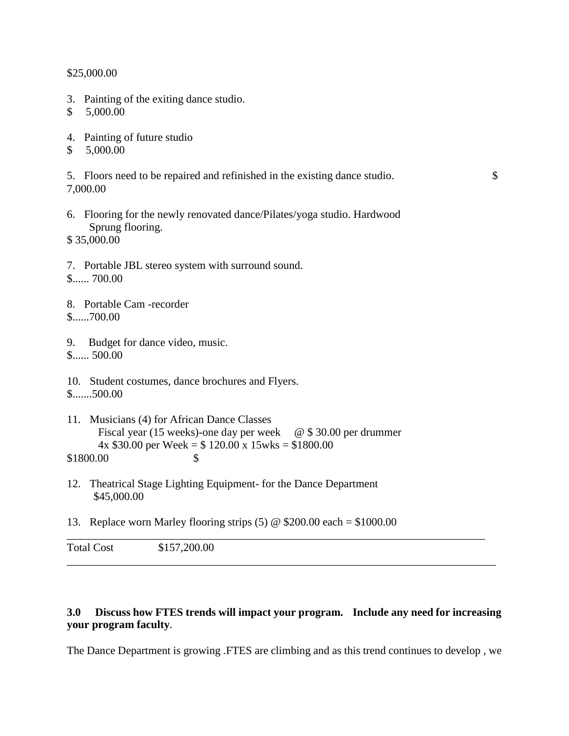$25,000.00

3. Painting of the exiting dance studio.
$ 5,000.00

4. Painting of future studio
$ 5,000.00

5. Floors need to be repaired and refinished in the existing dance studio. $ 7,000.00

6. Flooring for the newly renovated dance/Pilates/yoga studio. Hardwood Sprung flooring.
$ 35,000.00

7. Portable JBL stereo system with surround sound.
$...... 700.00

8. Portable Cam -recorder
$......700.00

9. Budget for dance video, music.
$...... 500.00

10. Student costumes, dance brochures and Flyers.
$.......500.00

11. Musicians (4) for African Dance Classes
    Fiscal year (15 weeks)-one day per week @ $ 30.00 per drummer
    4x $30.00 per Week = $ 120.00 x 15wks = $1800.00
$1800.00 $

12. Theatrical Stage Lighting Equipment- for the Dance Department
    $45,000.00

13. Replace worn Marley flooring strips (5) @ $200.00 each = $1000.00

---

Total Cost $157,200.00

---

**3.0 Discuss how FTES trends will impact your program. Include any need for increasing your program faculty**.

The Dance Department is growing .FTES are climbing and as this trend continues to develop , we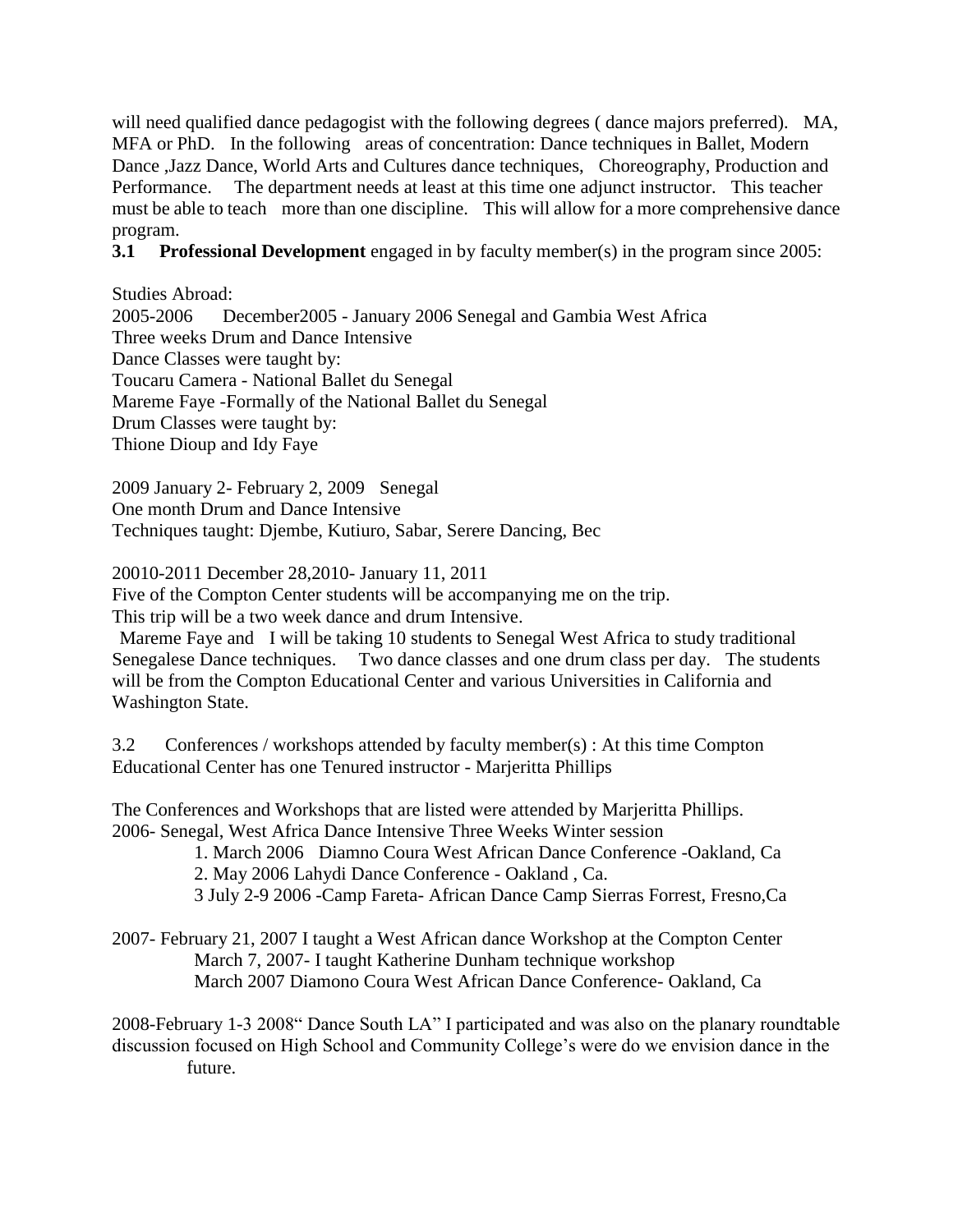will need qualified dance pedagogist with the following degrees ( dance majors preferred). MA, MFA or PhD. In the following areas of concentration: Dance techniques in Ballet, Modern Dance ,Jazz Dance, World Arts and Cultures dance techniques, Choreography, Production and Performance. The department needs at least at this time one adjunct instructor. This teacher must be able to teach more than one discipline. This will allow for a more comprehensive dance program.

**3.1 Professional Development** engaged in by faculty member(s) in the program since 2005:

Studies Abroad:
2005-2006 December2005 - January 2006 Senegal and Gambia West Africa
Three weeks Drum and Dance Intensive
Dance Classes were taught by:
Toucaru Camera - National Ballet du Senegal
Mareme Faye -Formally of the National Ballet du Senegal
Drum Classes were taught by:
Thione Dioup and Idy Faye

2009 January 2- February 2, 2009 Senegal
One month Drum and Dance Intensive
Techniques taught: Djembe, Kutiuro, Sabar, Serere Dancing, Bec

20010-2011 December 28,2010- January 11, 2011
Five of the Compton Center students will be accompanying me on the trip.
This trip will be a two week dance and drum Intensive.
Mareme Faye and I will be taking 10 students to Senegal West Africa to study traditional Senegalese Dance techniques. Two dance classes and one drum class per day. The students will be from the Compton Educational Center and various Universities in California and Washington State.

3.2 Conferences / workshops attended by faculty member(s) : At this time Compton Educational Center has one Tenured instructor - Marjeritta Phillips

The Conferences and Workshops that are listed were attended by Marjeritta Phillips.
2006- Senegal, West Africa Dance Intensive Three Weeks Winter session
1. March 2006 Diamno Coura West African Dance Conference -Oakland, Ca
2. May 2006 Lahydi Dance Conference - Oakland , Ca.
3 July 2-9 2006 -Camp Fareta- African Dance Camp Sierras Forrest, Fresno,Ca

2007- February 21, 2007 I taught a West African dance Workshop at the Compton Center
March 7, 2007- I taught Katherine Dunham technique workshop
March 2007 Diamono Coura West African Dance Conference- Oakland, Ca

2008-February 1-3 2008" Dance South LA" I participated and was also on the planary roundtable discussion focused on High School and Community College's were do we envision dance in the future.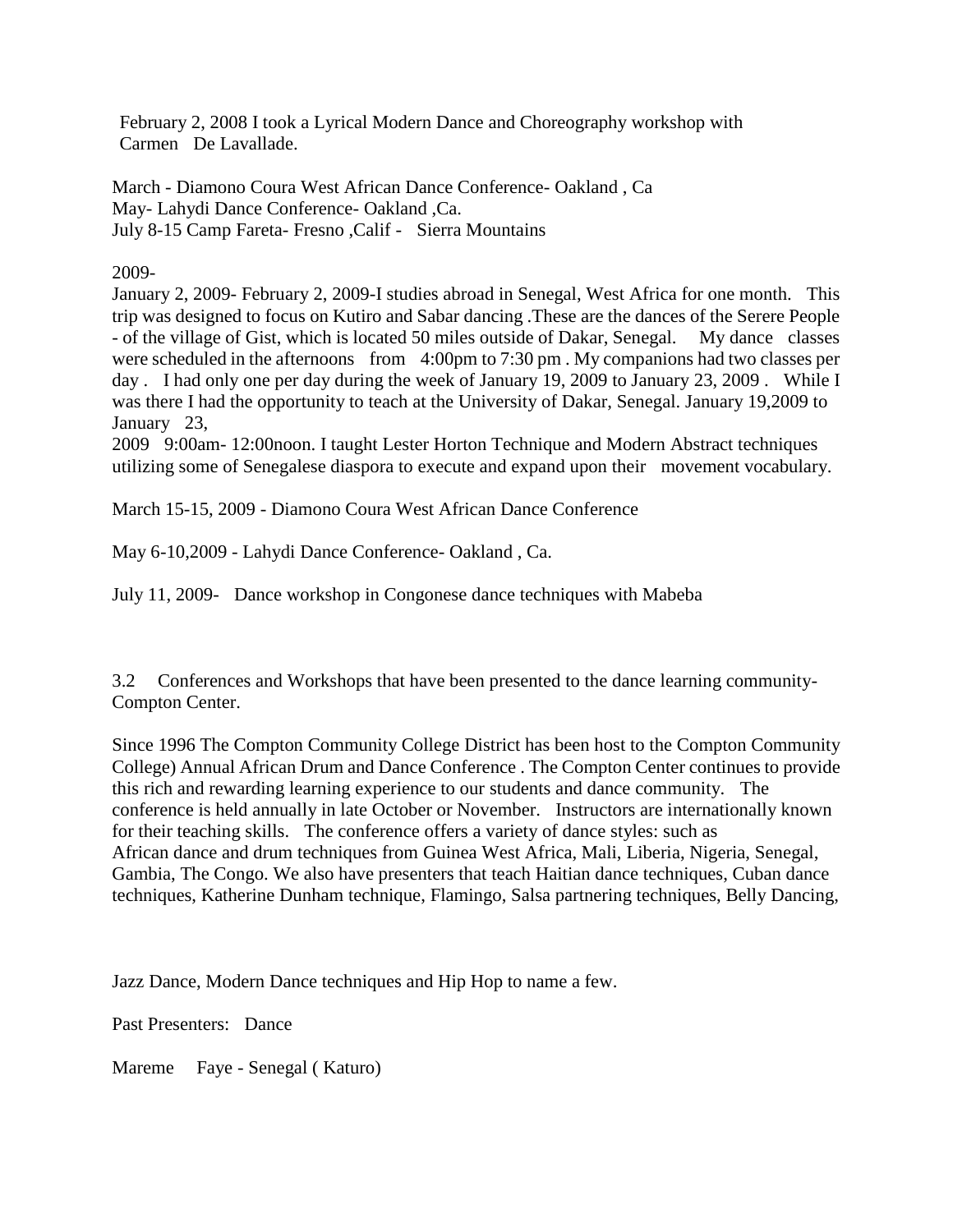February 2, 2008 I took a Lyrical Modern Dance and Choreography workshop with Carmen De Lavallade.

March - Diamono Coura West African Dance Conference- Oakland , Ca
May- Lahydi Dance Conference- Oakland ,Ca.
July 8-15 Camp Fareta- Fresno ,Calif - Sierra Mountains

2009-

January 2, 2009- February 2, 2009-I studies abroad in Senegal, West Africa for one month. This trip was designed to focus on Kutiro and Sabar dancing .These are the dances of the Serere People - of the village of Gist, which is located 50 miles outside of Dakar, Senegal. My dance classes were scheduled in the afternoons from 4:00pm to 7:30 pm . My companions had two classes per day . I had only one per day during the week of January 19, 2009 to January 23, 2009 . While I was there I had the opportunity to teach at the University of Dakar, Senegal. January 19,2009 to January 23, 2009 9:00am- 12:00noon. I taught Lester Horton Technique and Modern Abstract techniques utilizing some of Senegalese diaspora to execute and expand upon their movement vocabulary.

March 15-15, 2009 - Diamono Coura West African Dance Conference

May 6-10,2009 - Lahydi Dance Conference- Oakland , Ca.

July 11, 2009- Dance workshop in Congonese dance techniques with Mabeba

3.2 Conferences and Workshops that have been presented to the dance learning community- Compton Center.

Since 1996 The Compton Community College District has been host to the Compton Community College) Annual African Drum and Dance Conference . The Compton Center continues to provide this rich and rewarding learning experience to our students and dance community. The conference is held annually in late October or November. Instructors are internationally known for their teaching skills. The conference offers a variety of dance styles: such as African dance and drum techniques from Guinea West Africa, Mali, Liberia, Nigeria, Senegal, Gambia, The Congo. We also have presenters that teach Haitian dance techniques, Cuban dance techniques, Katherine Dunham technique, Flamingo, Salsa partnering techniques, Belly Dancing, Jazz Dance, Modern Dance techniques and Hip Hop to name a few.

Past Presenters: Dance

Mareme Faye - Senegal ( Katuro)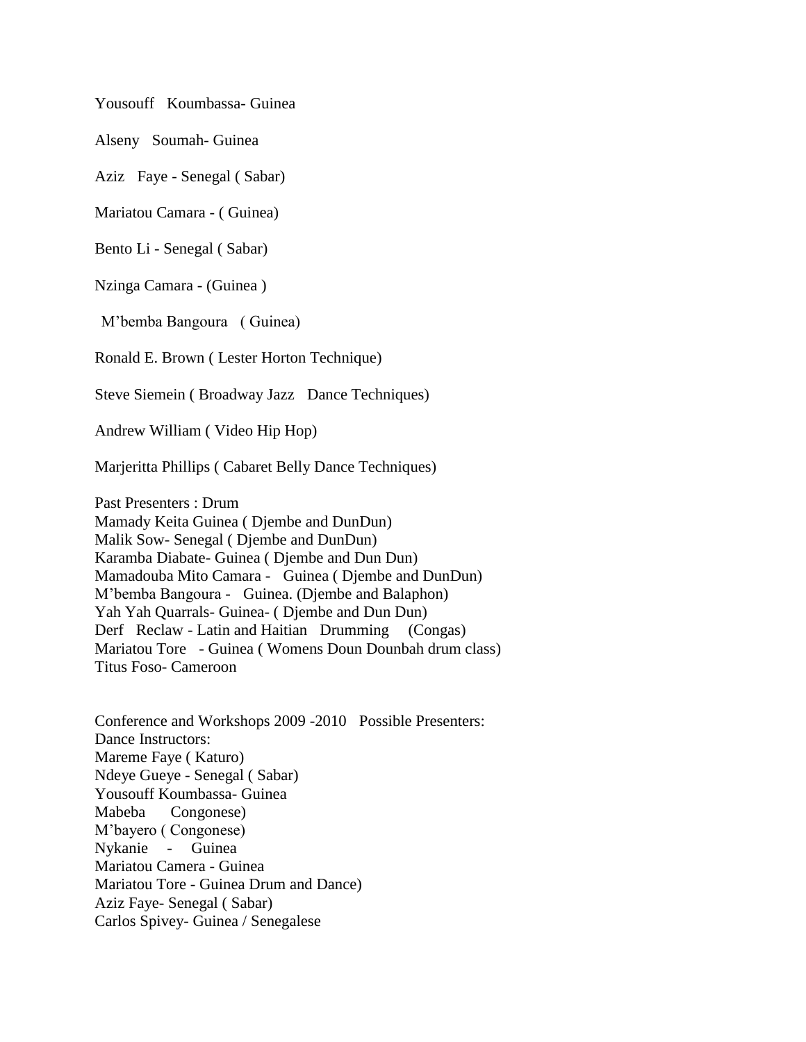Yousouff Koumbassa- Guinea

Alseny Soumah- Guinea

Aziz Faye - Senegal ( Sabar)

Mariatou Camara - ( Guinea)

Bento Li - Senegal ( Sabar)

Nzinga Camara - (Guinea )

M'bemba Bangoura ( Guinea)

Ronald E. Brown ( Lester Horton Technique)

Steve Siemein ( Broadway Jazz Dance Techniques)

Andrew William ( Video Hip Hop)

Marjeritta Phillips ( Cabaret Belly Dance Techniques)

Past Presenters : Drum
Mamady Keita Guinea ( Djembe and DunDun)
Malik Sow- Senegal ( Djembe and DunDun)
Karamba Diabate- Guinea ( Djembe and Dun Dun)
Mamadouba Mito Camara - Guinea ( Djembe and DunDun)
M'bemba Bangoura - Guinea. (Djembe and Balaphon)
Yah Yah Quarrals- Guinea- ( Djembe and Dun Dun)
Derf Reclaw - Latin and Haitian Drumming (Congas)
Mariatou Tore - Guinea ( Womens Doun Dounbah drum class)
Titus Foso- Cameroon

Conference and Workshops 2009 -2010 Possible Presenters:
Dance Instructors:
Mareme Faye ( Katuro)
Ndeye Gueye - Senegal ( Sabar)
Yousouff Koumbassa- Guinea
Mabeba Congonese)
M'bayero ( Congonese)
Nykanie - Guinea
Mariatou Camera - Guinea
Mariatou Tore - Guinea Drum and Dance)
Aziz Faye- Senegal ( Sabar)
Carlos Spivey- Guinea / Senegalese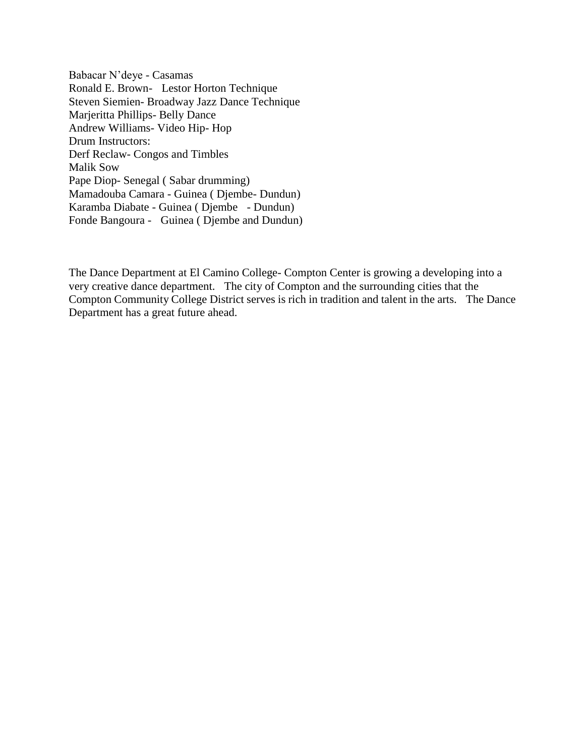Babacar N'deye - Casamas
Ronald E. Brown- Lestor Horton Technique
Steven Siemien- Broadway Jazz Dance Technique
Marjeritta Phillips- Belly Dance
Andrew Williams- Video Hip- Hop
Drum Instructors:
Derf Reclaw- Congos and Timbles
Malik Sow
Pape Diop- Senegal ( Sabar drumming)
Mamadouba Camara - Guinea ( Djembe- Dundun)
Karamba Diabate - Guinea ( Djembe - Dundun)
Fonde Bangoura - Guinea ( Djembe and Dundun)

The Dance Department at El Camino College- Compton Center is growing a developing into a very creative dance department. The city of Compton and the surrounding cities that the Compton Community College District serves is rich in tradition and talent in the arts. The Dance Department has a great future ahead.